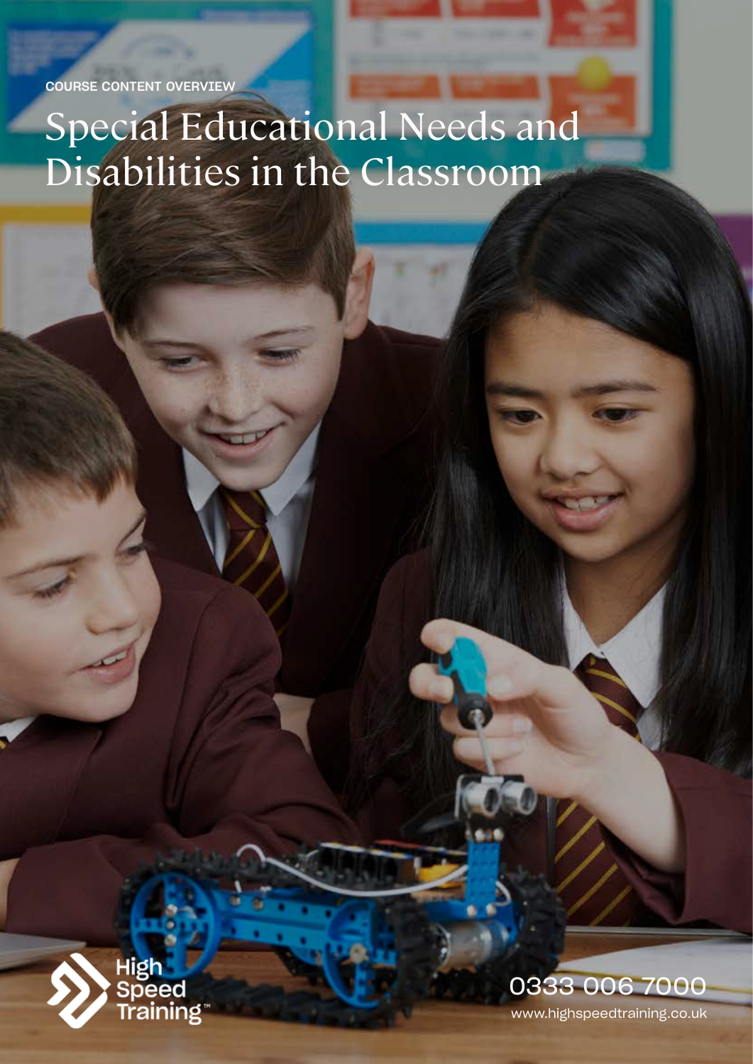COURSE CONTENT OVERVIEW

# Special Educational Needs and Disabilities in the Classroom

High Speed Training™

0333 006 7000

www.highspeedtraining.co.uk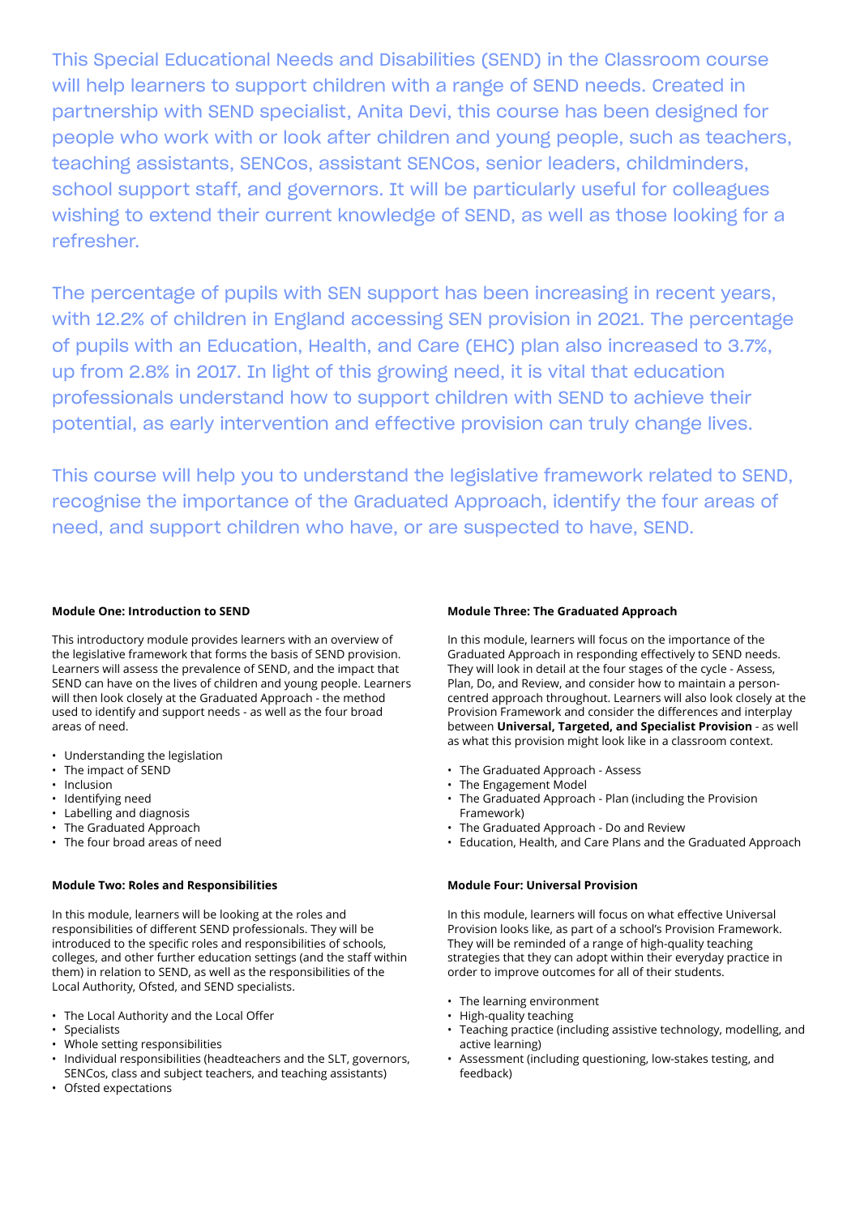This Special Educational Needs and Disabilities (SEND) in the Classroom course will help learners to support children with a range of SEND needs. Created in partnership with SEND specialist, Anita Devi, this course has been designed for people who work with or look after children and young people, such as teachers, teaching assistants, SENCos, assistant SENCos, senior leaders, childminders, school support staff, and governors. It will be particularly useful for colleagues wishing to extend their current knowledge of SEND, as well as those looking for a refresher.

The percentage of pupils with SEN support has been increasing in recent years, with 12.2% of children in England accessing SEN provision in 2021. The percentage of pupils with an Education, Health, and Care (EHC) plan also increased to 3.7%, up from 2.8% in 2017. In light of this growing need, it is vital that education professionals understand how to support children with SEND to achieve their potential, as early intervention and effective provision can truly change lives.

This course will help you to understand the legislative framework related to SEND, recognise the importance of the Graduated Approach, identify the four areas of need, and support children who have, or are suspected to have, SEND.

#### Module One: Introduction to SEND

This introductory module provides learners with an overview of the legislative framework that forms the basis of SEND provision. Learners will assess the prevalence of SEND, and the impact that SEND can have on the lives of children and young people. Learners will then look closely at the Graduated Approach - the method used to identify and support needs - as well as the four broad areas of need.

- Understanding the legislation
- The impact of SEND
- Inclusion
- Identifying need
- Labelling and diagnosis
- The Graduated Approach
- The four broad areas of need

#### Module Two: Roles and Responsibilities

In this module, learners will be looking at the roles and responsibilities of different SEND professionals. They will be introduced to the specific roles and responsibilities of schools, colleges, and other further education settings (and the staff within them) in relation to SEND, as well as the responsibilities of the Local Authority, Ofsted, and SEND specialists.

- The Local Authority and the Local Offer
- Specialists
- Whole setting responsibilities
- Individual responsibilities (headteachers and the SLT, governors, SENCos, class and subject teachers, and teaching assistants)
- Ofsted expectations

#### Module Three: The Graduated Approach

In this module, learners will focus on the importance of the Graduated Approach in responding effectively to SEND needs. They will look in detail at the four stages of the cycle - Assess, Plan, Do, and Review, and consider how to maintain a person-centred approach throughout. Learners will also look closely at the Provision Framework and consider the differences and interplay between **Universal, Targeted, and Specialist Provision** - as well as what this provision might look like in a classroom context.

- The Graduated Approach - Assess
- The Engagement Model
- The Graduated Approach - Plan (including the Provision Framework)
- The Graduated Approach - Do and Review
- Education, Health, and Care Plans and the Graduated Approach

#### Module Four: Universal Provision

In this module, learners will focus on what effective Universal Provision looks like, as part of a school's Provision Framework. They will be reminded of a range of high-quality teaching strategies that they can adopt within their everyday practice in order to improve outcomes for all of their students.

- The learning environment
- High-quality teaching
- Teaching practice (including assistive technology, modelling, and active learning)
- Assessment (including questioning, low-stakes testing, and feedback)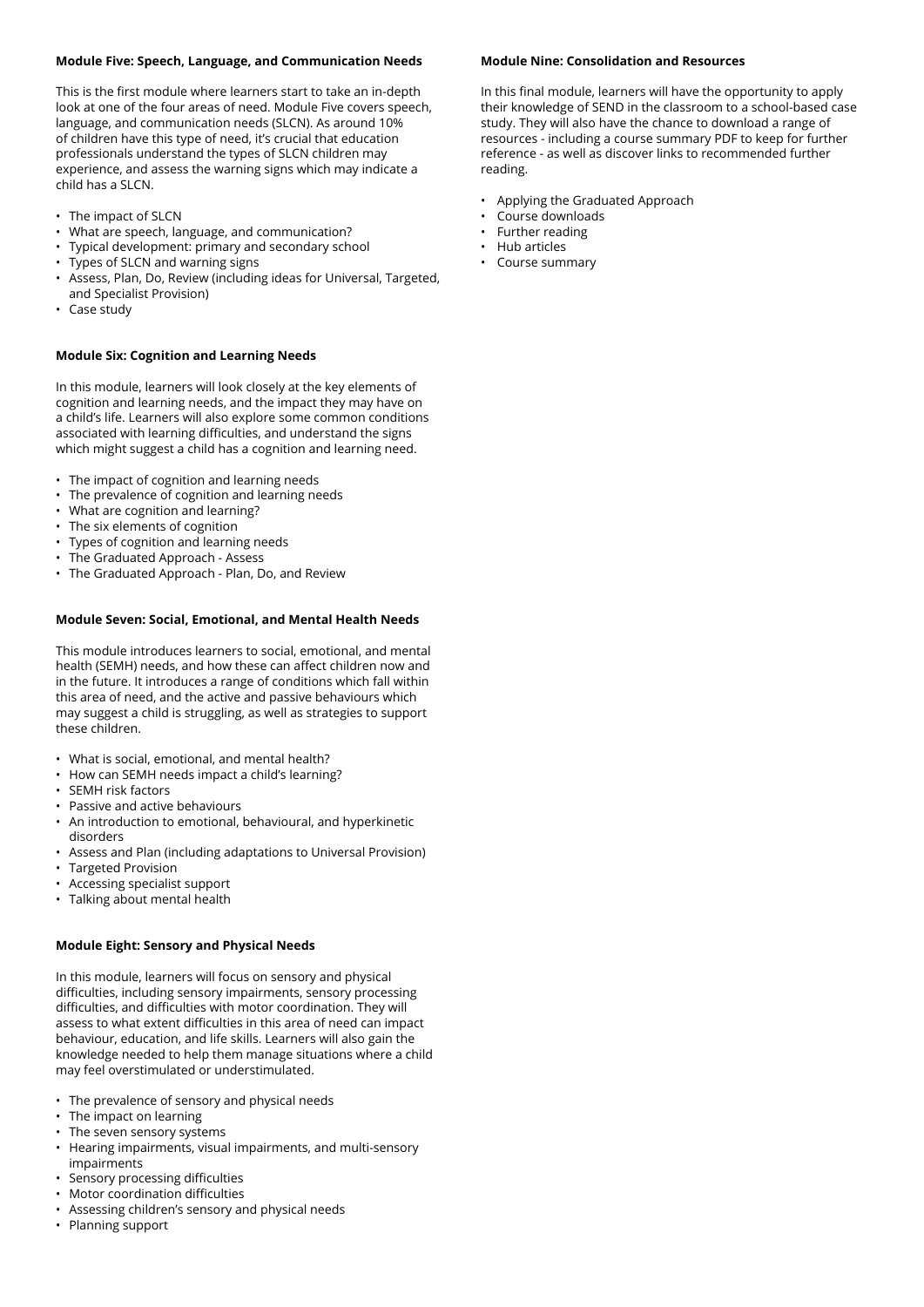**Module Five: Speech, Language, and Communication Needs**

This is the first module where learners start to take an in-depth look at one of the four areas of need. Module Five covers speech, language, and communication needs (SLCN). As around 10% of children have this type of need, it's crucial that education professionals understand the types of SLCN children may experience, and assess the warning signs which may indicate a child has a SLCN.

- The impact of SLCN
- What are speech, language, and communication?
- Typical development: primary and secondary school
- Types of SLCN and warning signs
- Assess, Plan, Do, Review (including ideas for Universal, Targeted, and Specialist Provision)
- Case study

**Module Six: Cognition and Learning Needs**

In this module, learners will look closely at the key elements of cognition and learning needs, and the impact they may have on a child's life. Learners will also explore some common conditions associated with learning difficulties, and understand the signs which might suggest a child has a cognition and learning need.

- The impact of cognition and learning needs
- The prevalence of cognition and learning needs
- What are cognition and learning?
- The six elements of cognition
- Types of cognition and learning needs
- The Graduated Approach - Assess
- The Graduated Approach - Plan, Do, and Review

**Module Seven: Social, Emotional, and Mental Health Needs**

This module introduces learners to social, emotional, and mental health (SEMH) needs, and how these can affect children now and in the future. It introduces a range of conditions which fall within this area of need, and the active and passive behaviours which may suggest a child is struggling, as well as strategies to support these children.

- What is social, emotional, and mental health?
- How can SEMH needs impact a child's learning?
- SEMH risk factors
- Passive and active behaviours
- An introduction to emotional, behavioural, and hyperkinetic disorders
- Assess and Plan (including adaptations to Universal Provision)
- Targeted Provision
- Accessing specialist support
- Talking about mental health

**Module Eight: Sensory and Physical Needs**

In this module, learners will focus on sensory and physical difficulties, including sensory impairments, sensory processing difficulties, and difficulties with motor coordination. They will assess to what extent difficulties in this area of need can impact behaviour, education, and life skills. Learners will also gain the knowledge needed to help them manage situations where a child may feel overstimulated or understimulated.

- The prevalence of sensory and physical needs
- The impact on learning
- The seven sensory systems
- Hearing impairments, visual impairments, and multi-sensory impairments
- Sensory processing difficulties
- Motor coordination difficulties
- Assessing children's sensory and physical needs
- Planning support

**Module Nine: Consolidation and Resources**

In this final module, learners will have the opportunity to apply their knowledge of SEND in the classroom to a school-based case study. They will also have the chance to download a range of resources - including a course summary PDF to keep for further reference - as well as discover links to recommended further reading.

- Applying the Graduated Approach
- Course downloads
- Further reading
- Hub articles
- Course summary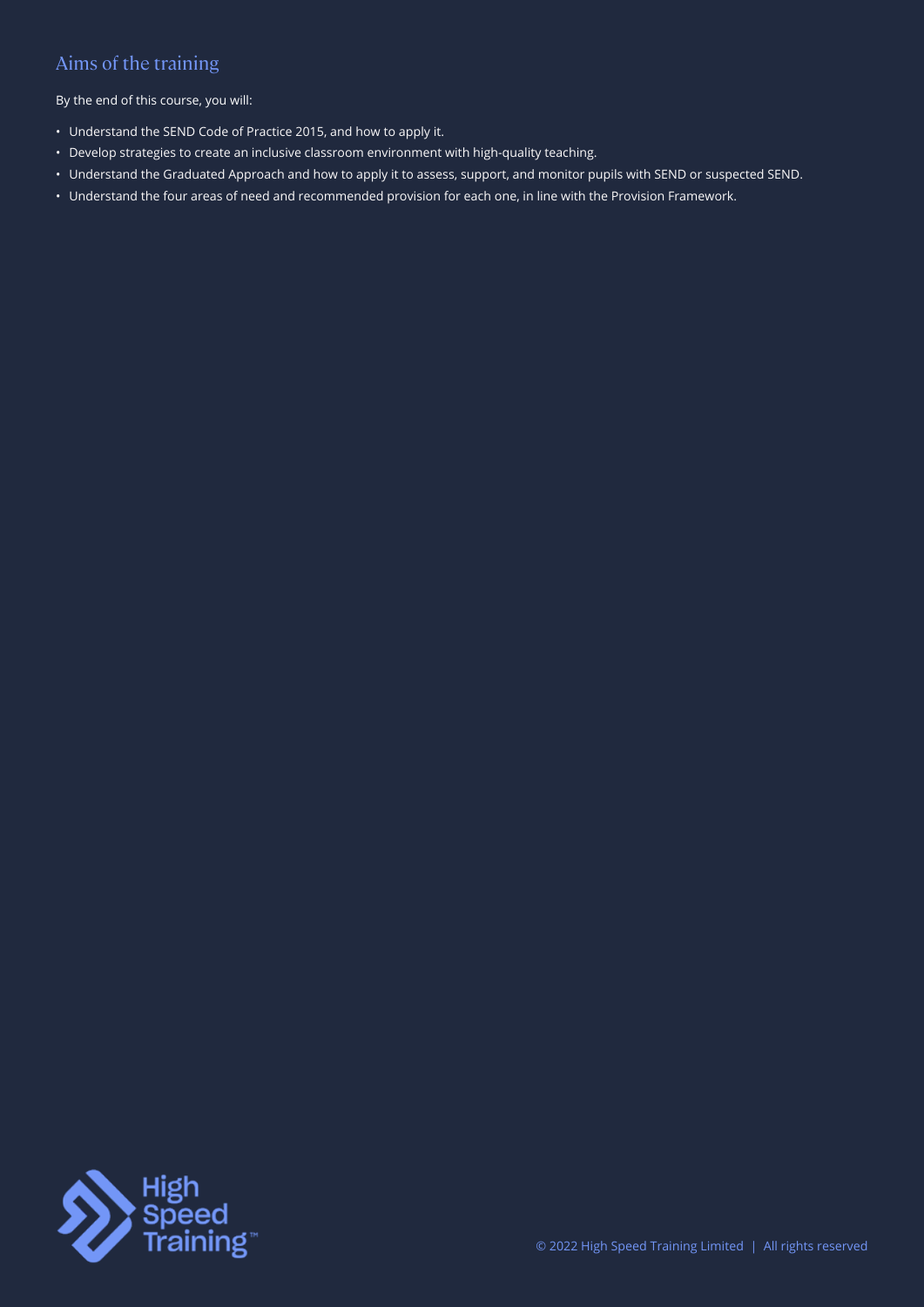## Aims of the training

By the end of this course, you will:

- Understand the SEND Code of Practice 2015, and how to apply it.
- Develop strategies to create an inclusive classroom environment with high-quality teaching.
- Understand the Graduated Approach and how to apply it to assess, support, and monitor pupils with SEND or suspected SEND.
- Understand the four areas of need and recommended provision for each one, in line with the Provision Framework.